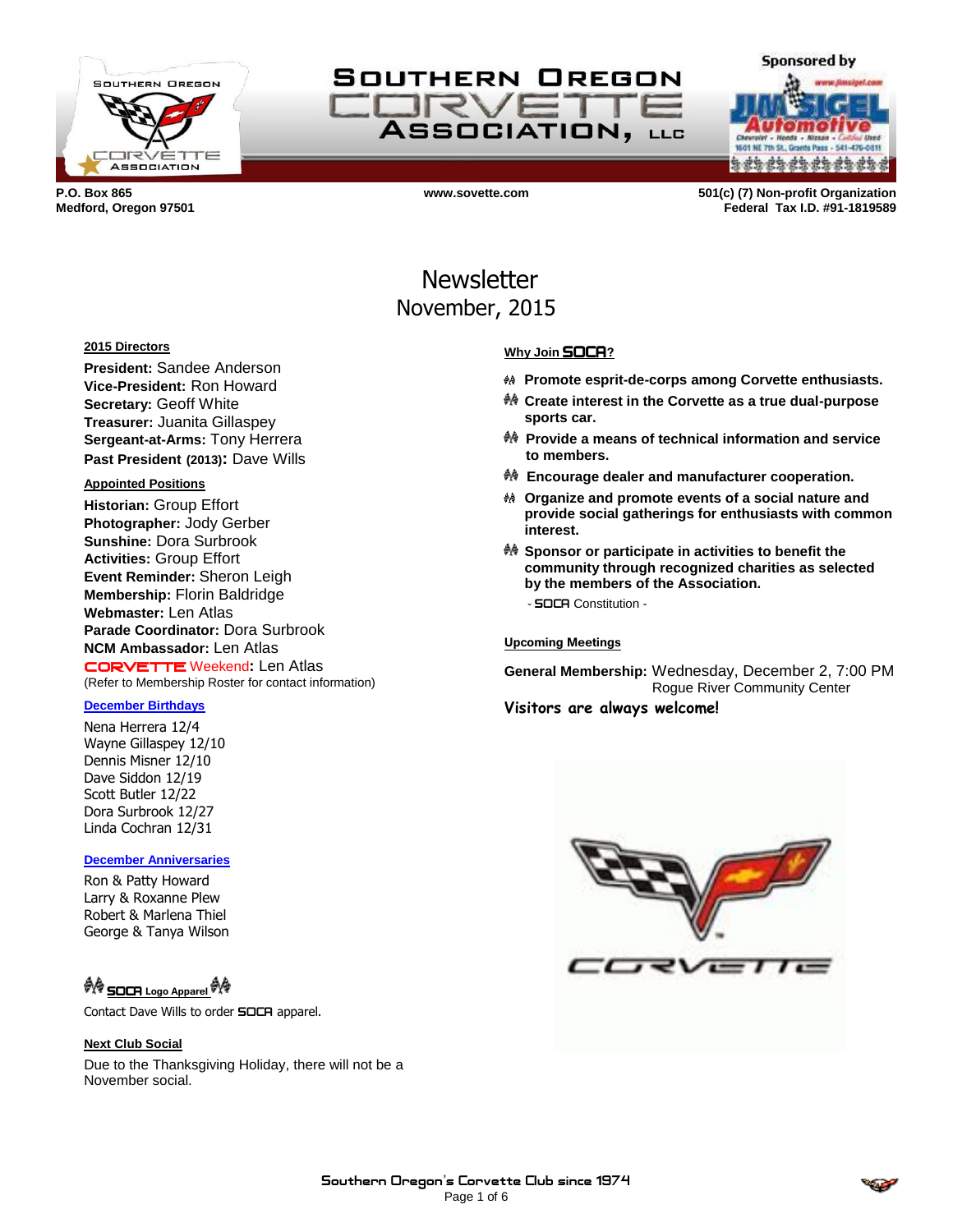# Southern Oregon Corvette Association, LLC

Sponsored by Jim Sigel Automotive

**P.O. Box 865**
**Medford, Oregon 97501**

**www.sovette.com**

**501(c) (7) Non-profit Organization**
**Federal Tax I.D. #91-1819589**

# Newsletter
## November, 2015

### 2015 Directors

**President:** Sandee Anderson
**Vice-President:** Ron Howard
**Secretary:** Geoff White
**Treasurer:** Juanita Gillaspey
**Sergeant-at-Arms:** Tony Herrera
**Past President (2013):** Dave Wills

### Appointed Positions

**Historian:** Group Effort
**Photographer:** Jody Gerber
**Sunshine:** Dora Surbrook
**Activities:** Group Effort
**Event Reminder:** Sheron Leigh
**Membership:** Florin Baldridge
**Webmaster:** Len Atlas
**Parade Coordinator:** Dora Surbrook
**NCM Ambassador:** Len Atlas
**CORVETTE Weekend:** Len Atlas
(Refer to Membership Roster for contact information)

### December Birthdays

Nena Herrera 12/4
Wayne Gillaspey 12/10
Dennis Misner 12/10
Dave Siddon 12/19
Scott Butler 12/22
Dora Surbrook 12/27
Linda Cochran 12/31

### December Anniversaries

Ron & Patty Howard
Larry & Roxanne Plew
Robert & Marlena Thiel
George & Tanya Wilson

### SOCA Logo Apparel

Contact Dave Wills to order SOCA apparel.

### Next Club Social

Due to the Thanksgiving Holiday, there will not be a November social.

### Why Join SOCA?

- **Promote esprit-de-corps among Corvette enthusiasts.**
- **Create interest in the Corvette as a true dual-purpose sports car.**
- **Provide a means of technical information and service to members.**
- **Encourage dealer and manufacturer cooperation.**
- **Organize and promote events of a social nature and provide social gatherings for enthusiasts with common interest.**
- **Sponsor or participate in activities to benefit the community through recognized charities as selected by the members of the Association.**

- SOCA Constitution -

### Upcoming Meetings

**General Membership:** Wednesday, December 2, 7:00 PM
Rogue River Community Center

**Visitors are always welcome!**

Southern Oregon's Corvette Club since 1974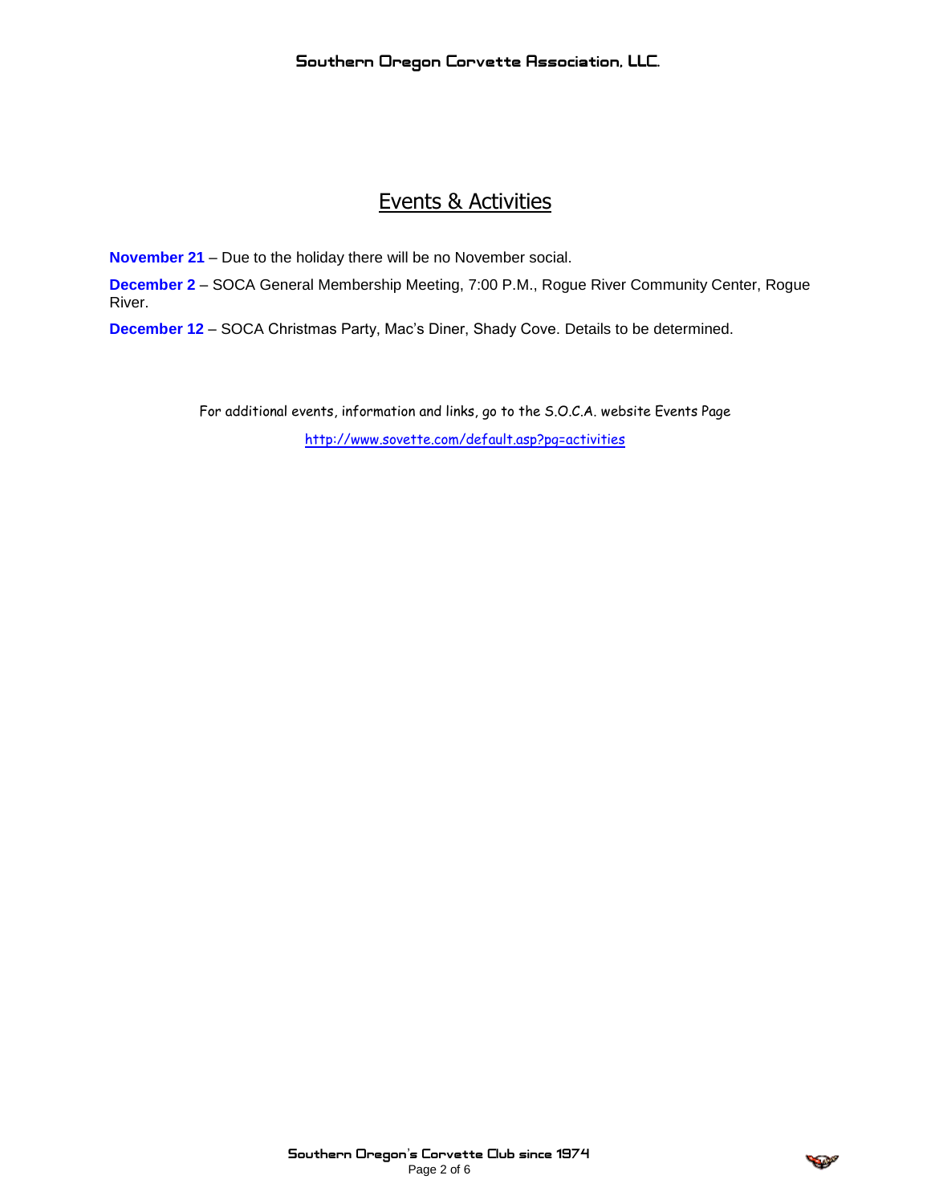# Events & Activities

**November 21** – Due to the holiday there will be no November social.

**December 2** – SOCA General Membership Meeting, 7:00 P.M., Rogue River Community Center, Rogue River.

**December 12** – SOCA Christmas Party, Mac's Diner, Shady Cove. Details to be determined.

For additional events, information and links, go to the S.O.C.A. website Events Page

http://www.sovette.com/default.asp?pg=activities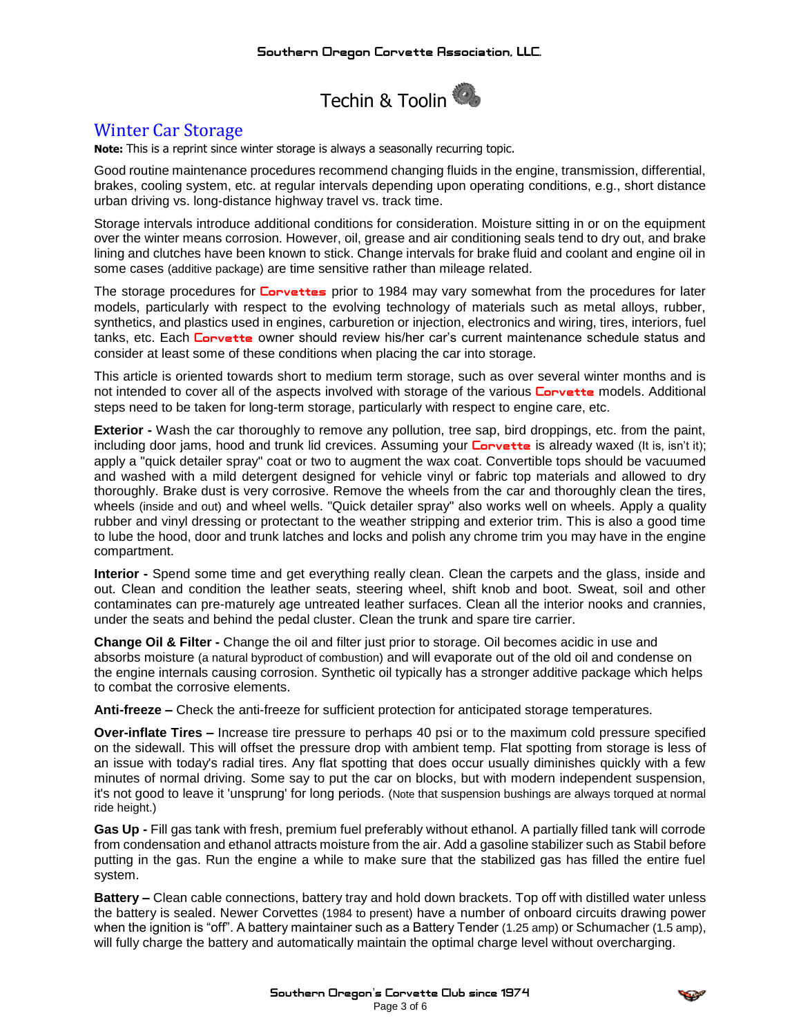# Techin & Toolin

## Winter Car Storage

**Note:** This is a reprint since winter storage is always a seasonally recurring topic.

Good routine maintenance procedures recommend changing fluids in the engine, transmission, differential, brakes, cooling system, etc. at regular intervals depending upon operating conditions, e.g., short distance urban driving vs. long-distance highway travel vs. track time.

Storage intervals introduce additional conditions for consideration. Moisture sitting in or on the equipment over the winter means corrosion. However, oil, grease and air conditioning seals tend to dry out, and brake lining and clutches have been known to stick. Change intervals for brake fluid and coolant and engine oil in some cases (additive package) are time sensitive rather than mileage related.

The storage procedures for Corvettes prior to 1984 may vary somewhat from the procedures for later models, particularly with respect to the evolving technology of materials such as metal alloys, rubber, synthetics, and plastics used in engines, carburetion or injection, electronics and wiring, tires, interiors, fuel tanks, etc. Each Corvette owner should review his/her car's current maintenance schedule status and consider at least some of these conditions when placing the car into storage.

This article is oriented towards short to medium term storage, such as over several winter months and is not intended to cover all of the aspects involved with storage of the various Corvette models. Additional steps need to be taken for long-term storage, particularly with respect to engine care, etc.

**Exterior -** Wash the car thoroughly to remove any pollution, tree sap, bird droppings, etc. from the paint, including door jams, hood and trunk lid crevices. Assuming your Corvette is already waxed (It is, isn't it); apply a "quick detailer spray" coat or two to augment the wax coat. Convertible tops should be vacuumed and washed with a mild detergent designed for vehicle vinyl or fabric top materials and allowed to dry thoroughly. Brake dust is very corrosive. Remove the wheels from the car and thoroughly clean the tires, wheels (inside and out) and wheel wells. "Quick detailer spray" also works well on wheels. Apply a quality rubber and vinyl dressing or protectant to the weather stripping and exterior trim. This is also a good time to lube the hood, door and trunk latches and locks and polish any chrome trim you may have in the engine compartment.

**Interior -** Spend some time and get everything really clean. Clean the carpets and the glass, inside and out. Clean and condition the leather seats, steering wheel, shift knob and boot. Sweat, soil and other contaminates can pre-maturely age untreated leather surfaces. Clean all the interior nooks and crannies, under the seats and behind the pedal cluster. Clean the trunk and spare tire carrier.

**Change Oil & Filter -** Change the oil and filter just prior to storage. Oil becomes acidic in use and absorbs moisture (a natural byproduct of combustion) and will evaporate out of the old oil and condense on the engine internals causing corrosion. Synthetic oil typically has a stronger additive package which helps to combat the corrosive elements.

**Anti-freeze –** Check the anti-freeze for sufficient protection for anticipated storage temperatures.

**Over-inflate Tires –** Increase tire pressure to perhaps 40 psi or to the maximum cold pressure specified on the sidewall. This will offset the pressure drop with ambient temp. Flat spotting from storage is less of an issue with today's radial tires. Any flat spotting that does occur usually diminishes quickly with a few minutes of normal driving. Some say to put the car on blocks, but with modern independent suspension, it's not good to leave it 'unsprung' for long periods. (Note that suspension bushings are always torqued at normal ride height.)

**Gas Up -** Fill gas tank with fresh, premium fuel preferably without ethanol. A partially filled tank will corrode from condensation and ethanol attracts moisture from the air. Add a gasoline stabilizer such as Stabil before putting in the gas. Run the engine a while to make sure that the stabilized gas has filled the entire fuel system.

**Battery –** Clean cable connections, battery tray and hold down brackets. Top off with distilled water unless the battery is sealed. Newer Corvettes (1984 to present) have a number of onboard circuits drawing power when the ignition is "off". A battery maintainer such as a Battery Tender (1.25 amp) or Schumacher (1.5 amp), will fully charge the battery and automatically maintain the optimal charge level without overcharging.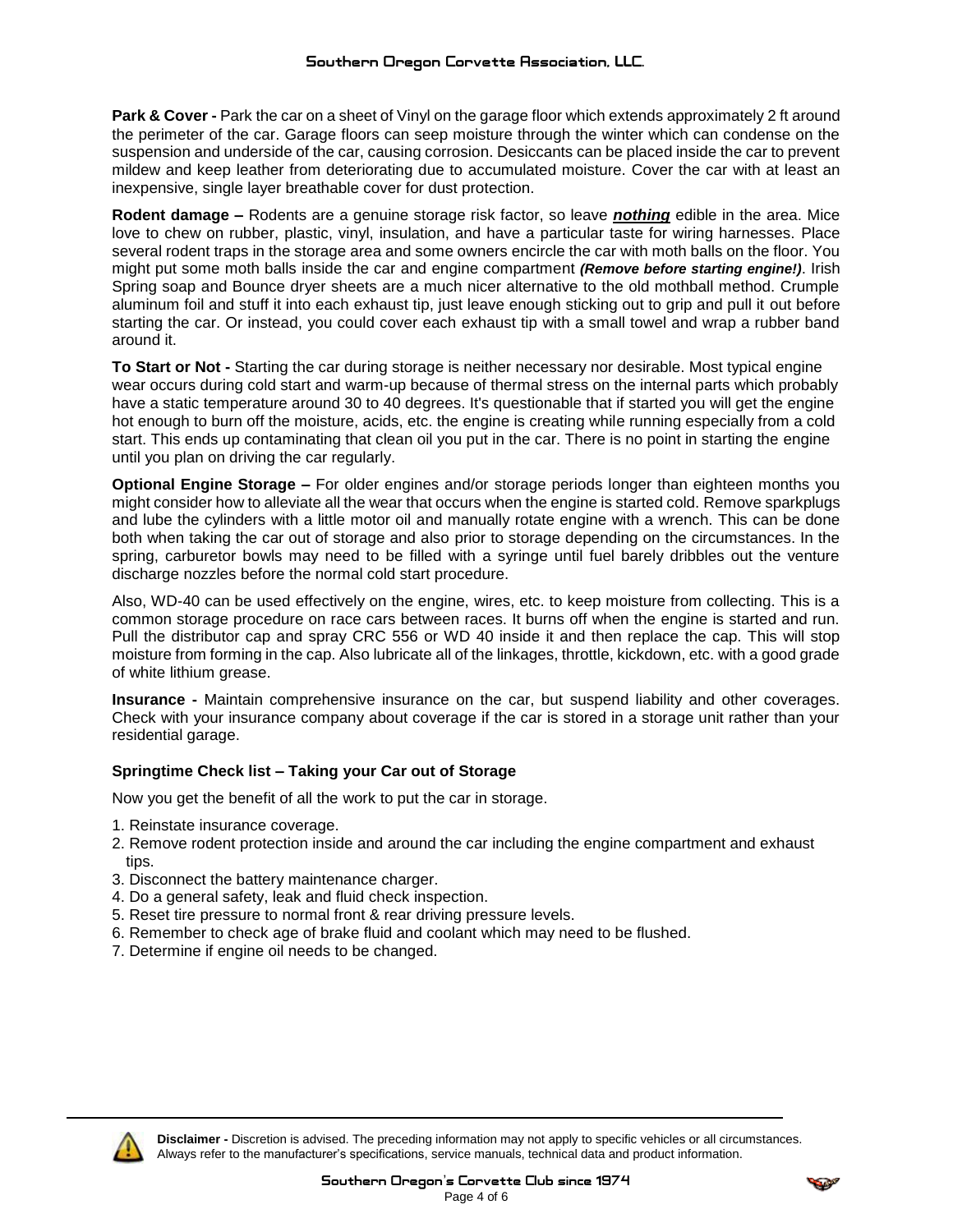**Park & Cover -** Park the car on a sheet of Vinyl on the garage floor which extends approximately 2 ft around the perimeter of the car. Garage floors can seep moisture through the winter which can condense on the suspension and underside of the car, causing corrosion. Desiccants can be placed inside the car to prevent mildew and keep leather from deteriorating due to accumulated moisture. Cover the car with at least an inexpensive, single layer breathable cover for dust protection.

**Rodent damage –** Rodents are a genuine storage risk factor, so leave ***nothing*** edible in the area. Mice love to chew on rubber, plastic, vinyl, insulation, and have a particular taste for wiring harnesses. Place several rodent traps in the storage area and some owners encircle the car with moth balls on the floor. You might put some moth balls inside the car and engine compartment ***(Remove before starting engine!)***. Irish Spring soap and Bounce dryer sheets are a much nicer alternative to the old mothball method. Crumple aluminum foil and stuff it into each exhaust tip, just leave enough sticking out to grip and pull it out before starting the car. Or instead, you could cover each exhaust tip with a small towel and wrap a rubber band around it.

**To Start or Not -** Starting the car during storage is neither necessary nor desirable. Most typical engine wear occurs during cold start and warm-up because of thermal stress on the internal parts which probably have a static temperature around 30 to 40 degrees. It's questionable that if started you will get the engine hot enough to burn off the moisture, acids, etc. the engine is creating while running especially from a cold start. This ends up contaminating that clean oil you put in the car. There is no point in starting the engine until you plan on driving the car regularly.

**Optional Engine Storage –** For older engines and/or storage periods longer than eighteen months you might consider how to alleviate all the wear that occurs when the engine is started cold. Remove sparkplugs and lube the cylinders with a little motor oil and manually rotate engine with a wrench. This can be done both when taking the car out of storage and also prior to storage depending on the circumstances. In the spring, carburetor bowls may need to be filled with a syringe until fuel barely dribbles out the venture discharge nozzles before the normal cold start procedure.

Also, WD-40 can be used effectively on the engine, wires, etc. to keep moisture from collecting. This is a common storage procedure on race cars between races. It burns off when the engine is started and run. Pull the distributor cap and spray CRC 556 or WD 40 inside it and then replace the cap. This will stop moisture from forming in the cap. Also lubricate all of the linkages, throttle, kickdown, etc. with a good grade of white lithium grease.

**Insurance -** Maintain comprehensive insurance on the car, but suspend liability and other coverages. Check with your insurance company about coverage if the car is stored in a storage unit rather than your residential garage.

### Springtime Check list – Taking your Car out of Storage

Now you get the benefit of all the work to put the car in storage.

1. Reinstate insurance coverage.
2. Remove rodent protection inside and around the car including the engine compartment and exhaust tips.
3. Disconnect the battery maintenance charger.
4. Do a general safety, leak and fluid check inspection.
5. Reset tire pressure to normal front & rear driving pressure levels.
6. Remember to check age of brake fluid and coolant which may need to be flushed.
7. Determine if engine oil needs to be changed.

**Disclaimer -** Discretion is advised. The preceding information may not apply to specific vehicles or all circumstances. Always refer to the manufacturer's specifications, service manuals, technical data and product information.